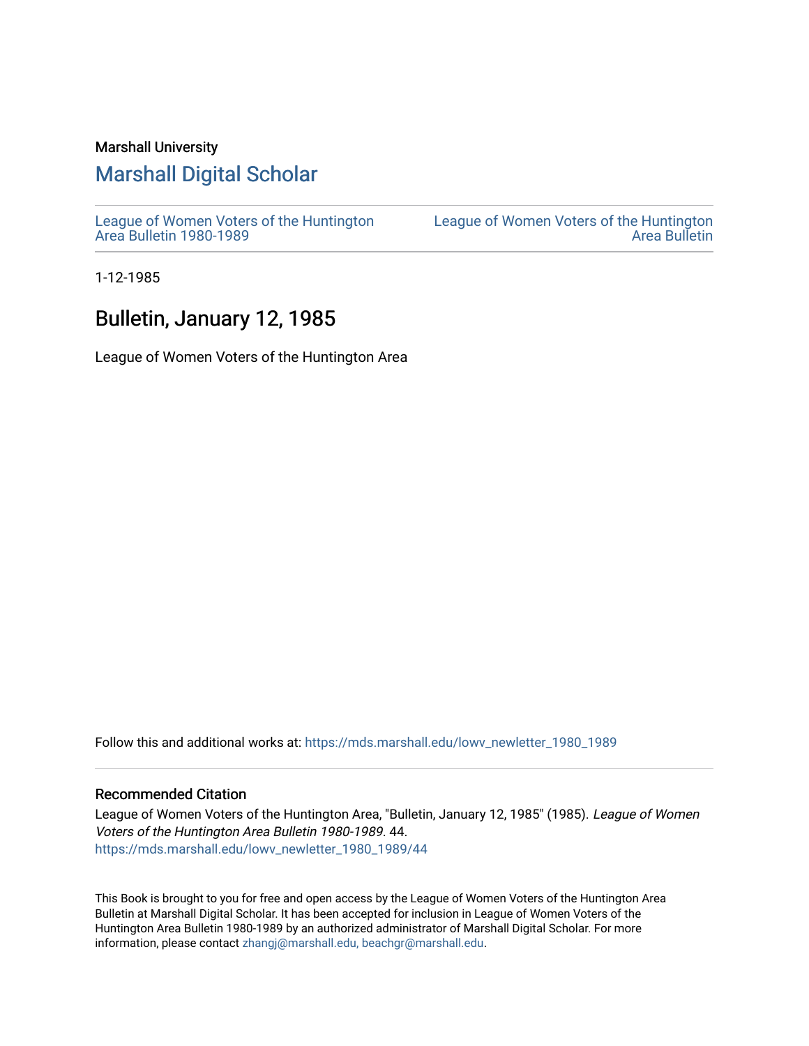Marshall University

## Marshall Digital Scholar

League of Women Voters of the Huntington Area Bulletin 1980-1989

League of Women Voters of the Huntington Area Bulletin

1-12-1985

# Bulletin, January 12, 1985

League of Women Voters of the Huntington Area

Follow this and additional works at: https://mds.marshall.edu/lowv_newletter_1980_1989

### Recommended Citation

League of Women Voters of the Huntington Area, "Bulletin, January 12, 1985" (1985). *League of Women Voters of the Huntington Area Bulletin 1980-1989*. 44.
https://mds.marshall.edu/lowv_newletter_1980_1989/44

This Book is brought to you for free and open access by the League of Women Voters of the Huntington Area Bulletin at Marshall Digital Scholar. It has been accepted for inclusion in League of Women Voters of the Huntington Area Bulletin 1980-1989 by an authorized administrator of Marshall Digital Scholar. For more information, please contact zhangj@marshall.edu, beachgr@marshall.edu.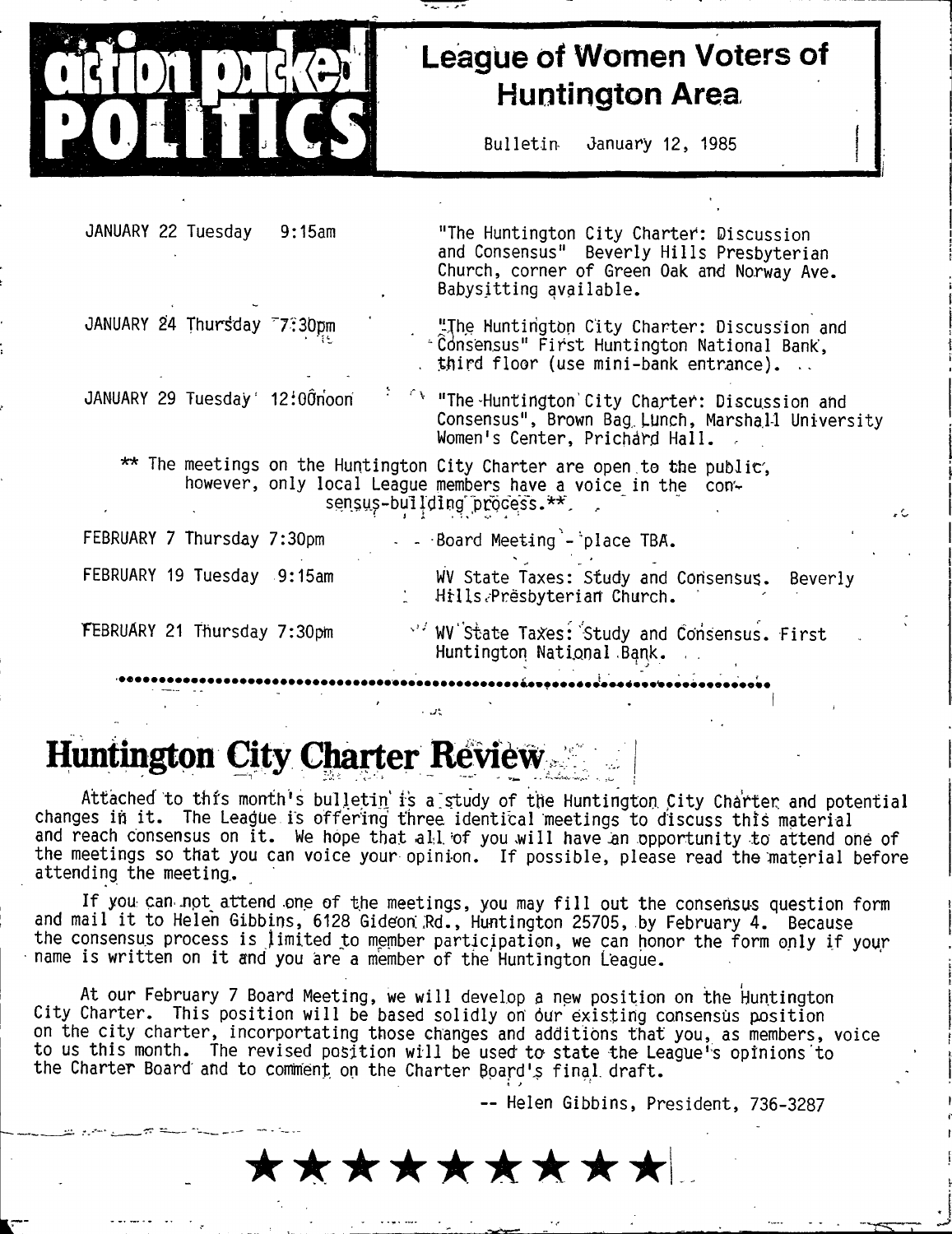# action packed POLITICS

## League of Women Voters of Huntington Area

Bulletin January 12, 1985

| | |
|---|---|
| JANUARY 22 Tuesday 9:15am | "The Huntington City Charter: Discussion and Consensus" Beverly Hills Presbyterian Church, corner of Green Oak and Norway Ave. Babysitting available. |
| JANUARY 24 Thursday 7:30pm | "The Huntington City Charter: Discussion and Consensus" First Huntington National Bank, third floor (use mini-bank entrance). |
| JANUARY 29 Tuesday 12:00noon | "The Huntington City Charter: Discussion and Consensus", Brown Bag Lunch, Marshall University Women's Center, Prichard Hall. |

** The meetings on the Huntington City Charter are open to the public, however, only local League members have a voice in the consensus-building process.**

| | |
|---|---|
| FEBRUARY 7 Thursday 7:30pm | Board Meeting - place TBA. |
| FEBRUARY 19 Tuesday 9:15am | WV State Taxes: Study and Consensus. Beverly Hills Presbyterian Church. |
| FEBRUARY 21 Thursday 7:30pm | WV State Taxes: Study and Consensus. First Huntington National Bank. |

# Huntington City Charter Review

Attached to this month's bulletin is a study of the Huntington City Charter and potential changes in it. The League is offering three identical meetings to discuss this material and reach consensus on it. We hope that all of you will have an opportunity to attend one of the meetings so that you can voice your opinion. If possible, please read the material before attending the meeting.

If you can not attend one of the meetings, you may fill out the consensus question form and mail it to Helen Gibbins, 6128 Gideon Rd., Huntington 25705, by February 4. Because the consensus process is limited to member participation, we can honor the form only if your name is written on it and you are a member of the Huntington League.

At our February 7 Board Meeting, we will develop a new position on the Huntington City Charter. This position will be based solidly on our existing consensus position on the city charter, incorportating those changes and additions that you, as members, voice to us this month. The revised position will be used to state the League's opinions to the Charter Board and to comment on the Charter Board's final draft.

-- Helen Gibbins, President, 736-3287

★★★★★★★★★★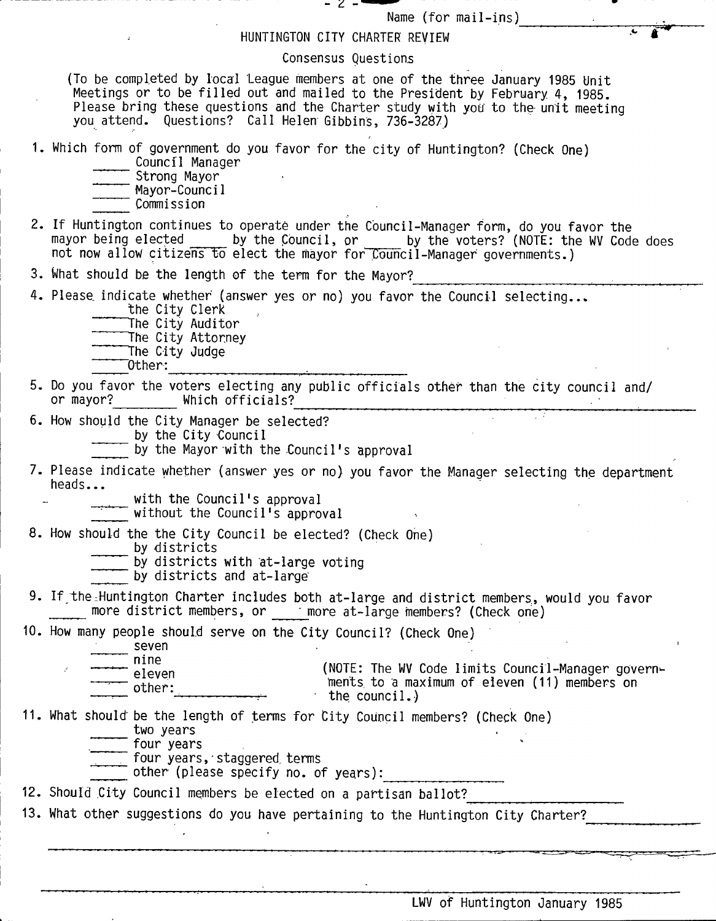Name (for mail-ins)____________

# HUNTINGTON CITY CHARTER REVIEW

## Consensus Questions

(To be completed by local League members at one of the three January 1985 Unit Meetings or to be filled out and mailed to the President by February 4, 1985. Please bring these questions and the Charter study with you to the unit meeting you attend. Questions? Call Helen Gibbins, 736-3287)

1. Which form of government do you favor for the city of Huntington? (Check One)
   _____ Council Manager
   _____ Strong Mayor
   _____ Mayor-Council
   _____ Commission

2. If Huntington continues to operate under the Council-Manager form, do you favor the mayor being elected _____ by the Council, or _____ by the voters? (NOTE: the WV Code does not now allow citizens to elect the mayor for Council-Manager governments.)

3. What should be the length of the term for the Mayor?____________

4. Please indicate whether (answer yes or no) you favor the Council selecting...
   _____ the City Clerk
   _____ The City Auditor
   _____ The City Attorney
   _____ The City Judge
   _____ Other:____________

5. Do you favor the voters electing any public officials other than the city council and/or mayor?________ Which officials?____________

6. How should the City Manager be selected?
   _____ by the City Council
   _____ by the Mayor with the Council's approval

7. Please indicate whether (answer yes or no) you favor the Manager selecting the department heads...
   _____ with the Council's approval
   _____ without the Council's approval

8. How should the the City Council be elected? (Check One)
   _____ by districts
   _____ by districts with at-large voting
   _____ by districts and at-large

9. If the Huntington Charter includes both at-large and district members, would you favor _____ more district members, or _____ more at-large members? (Check one)

10. How many people should serve on the City Council? (Check One)
    _____ seven
    _____ nine
    _____ eleven
    _____ other:____________

    (NOTE: The WV Code limits Council-Manager governments to a maximum of eleven (11) members on the council.)

11. What should be the length of terms for City Council members? (Check One)
    _____ two years
    _____ four years
    _____ four years, staggered terms
    _____ other (please specify no. of years):____________

12. Should City Council members be elected on a partisan ballot?____________

13. What other suggestions do you have pertaining to the Huntington City Charter?____________

LWV of Huntington January 1985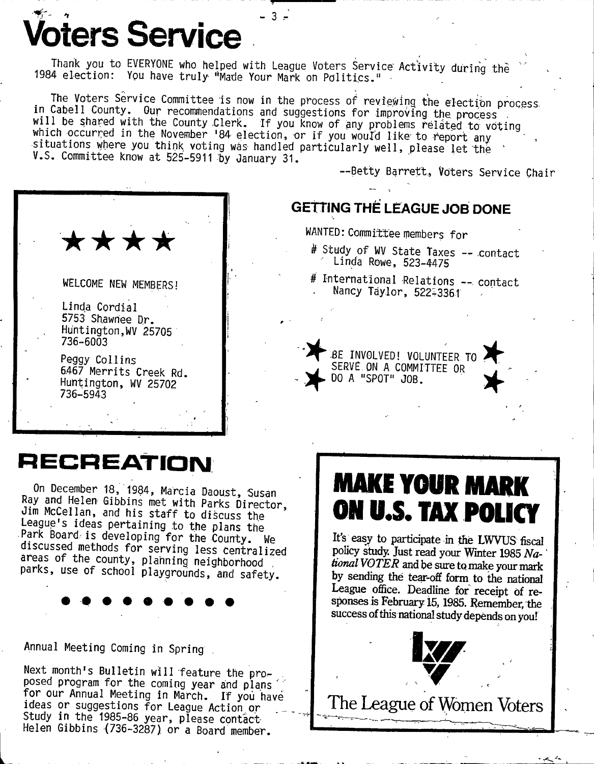# Voters Service

Thank you to EVERYONE who helped with League Voters Service Activity during the 1984 election: You have truly "Made Your Mark on Politics."

The Voters Service Committee is now in the process of reviewing the election process in Cabell County. Our recommendations and suggestions for improving the process will be shared with the County Clerk. If you know of any problems related to voting which occurred in the November '84 election, or if you would like to report any situations where you think voting was handled particularly well, please let the V.S. Committee know at 525-5911 by January 31.

--Betty Barrett, Voters Service Chair

★★★★

WELCOME NEW MEMBERS!

Linda Cordial
5753 Shawnee Dr.
Huntington, WV 25705
736-6003

Peggy Collins
6467 Merrits Creek Rd.
Huntington, WV 25702
736-5943

## GETTING THE LEAGUE JOB DONE

WANTED: Committee members for

# Study of WV State Taxes -- contact Linda Rowe, 523-4475

# International Relations -- contact Nancy Taylor, 522-3361

★ BE INVOLVED! VOLUNTEER TO SERVE ON A COMMITTEE OR DO A "SPOT" JOB. ★

# RECREATION

On December 18, 1984, Marcia Daoust, Susan Ray and Helen Gibbins met with Parks Director, Jim McCellan, and his staff to discuss the League's ideas pertaining to the plans the Park Board is developing for the County. We discussed methods for serving less centralized areas of the county, planning neighborhood parks, use of school playgrounds, and safety.

● ● ● ● ● ● ● ● ●

Annual Meeting Coming in Spring

Next month's Bulletin will feature the proposed program for the coming year and plans for our Annual Meeting in March. If you have ideas or suggestions for League Action or Study in the 1985-86 year, please contact Helen Gibbins (736-3287) or a Board member.

## MAKE YOUR MARK ON U.S. TAX POLICY

It's easy to participate in the LWVUS fiscal policy study. Just read your Winter 1985 *National VOTER* and be sure to make your mark by sending the tear-off form to the national League office. Deadline for receipt of responses is February 15, 1985. Remember, the success of this national study depends on you!

The League of Women Voters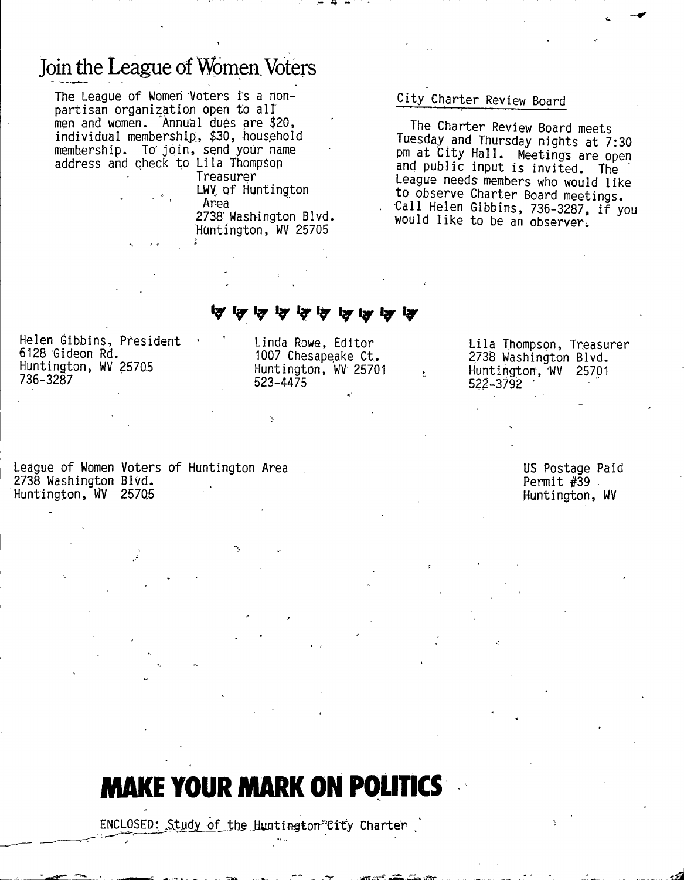# Join the League of Women Voters

The League of Women Voters is a non-partisan organization open to all men and women. Annual dues are $20, individual membership, $30, household membership. To join, send your name address and check to Lila Thompson
Treasurer
LWV of Huntington Area
2738 Washington Blvd.
Huntington, WV 25705

## City Charter Review Board

The Charter Review Board meets Tuesday and Thursday nights at 7:30 pm at City Hall. Meetings are open and public input is invited. The League needs members who would like to observe Charter Board meetings. Call Helen Gibbins, 736-3287, if you would like to be an observer.

Helen Gibbins, President
6128 Gideon Rd.
Huntington, WV 25705
736-3287

Linda Rowe, Editor
1007 Chesapeake Ct.
Huntington, WV 25701
523-4475

Lila Thompson, Treasurer
2738 Washington Blvd.
Huntington, WV 25701
522-3792

League of Women Voters of Huntington Area
2738 Washington Blvd.
Huntington, WV 25705

US Postage Paid
Permit #39
Huntington, WV

# MAKE YOUR MARK ON POLITICS

ENCLOSED: Study of the Huntington City Charter